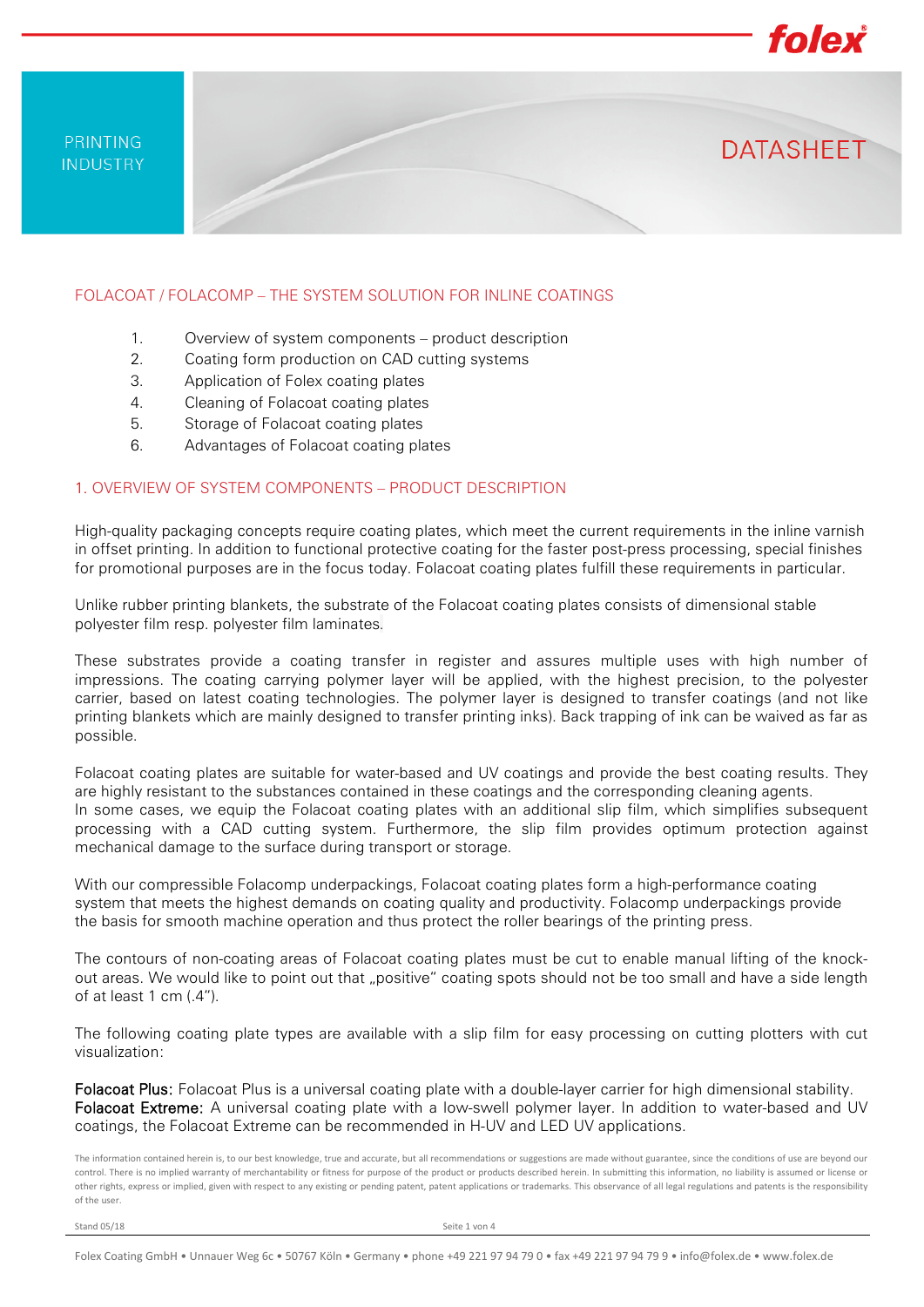PRINTING INDUSTRY

# DATASHEET

## FOLACOAT / FOLACOMP – THE SYSTEM SOLUTION FOR INLINE COATINGS

1. Overview of system components – product description
2. Coating form production on CAD cutting systems
3. Application of Folex coating plates
4. Cleaning of Folacoat coating plates
5. Storage of Folacoat coating plates
6. Advantages of Folacoat coating plates

## 1. OVERVIEW OF SYSTEM COMPONENTS – PRODUCT DESCRIPTION

High-quality packaging concepts require coating plates, which meet the current requirements in the inline varnish in offset printing. In addition to functional protective coating for the faster post-press processing, special finishes for promotional purposes are in the focus today. Folacoat coating plates fulfill these requirements in particular.

Unlike rubber printing blankets, the substrate of the Folacoat coating plates consists of dimensional stable polyester film resp. polyester film laminates.

These substrates provide a coating transfer in register and assures multiple uses with high number of impressions. The coating carrying polymer layer will be applied, with the highest precision, to the polyester carrier, based on latest coating technologies. The polymer layer is designed to transfer coatings (and not like printing blankets which are mainly designed to transfer printing inks). Back trapping of ink can be waived as far as possible.

Folacoat coating plates are suitable for water-based and UV coatings and provide the best coating results. They are highly resistant to the substances contained in these coatings and the corresponding cleaning agents.
In some cases, we equip the Folacoat coating plates with an additional slip film, which simplifies subsequent processing with a CAD cutting system. Furthermore, the slip film provides optimum protection against mechanical damage to the surface during transport or storage.

With our compressible Folacomp underpackings, Folacoat coating plates form a high-performance coating system that meets the highest demands on coating quality and productivity. Folacomp underpackings provide the basis for smooth machine operation and thus protect the roller bearings of the printing press.

The contours of non-coating areas of Folacoat coating plates must be cut to enable manual lifting of the knock-out areas. We would like to point out that „positive" coating spots should not be too small and have a side length of at least 1 cm (.4").

The following coating plate types are available with a slip film for easy processing on cutting plotters with cut visualization:

**Folacoat Plus:** Folacoat Plus is a universal coating plate with a double-layer carrier for high dimensional stability.
**Folacoat Extreme:** A universal coating plate with a low-swell polymer layer. In addition to water-based and UV coatings, the Folacoat Extreme can be recommended in H-UV and LED UV applications.

The information contained herein is, to our best knowledge, true and accurate, but all recommendations or suggestions are made without guarantee, since the conditions of use are beyond our control. There is no implied warranty of merchantability or fitness for purpose of the product or products described herein. In submitting this information, no liability is assumed or license or other rights, express or implied, given with respect to any existing or pending patent, patent applications or trademarks. This observance of all legal regulations and patents is the responsibility of the user.

Stand 05/18

Folex Coating GmbH • Unnauer Weg 6c • 50767 Köln • Germany • phone +49 221 97 94 79 0 • fax +49 221 97 94 79 9 • info@folex.de • www.folex.de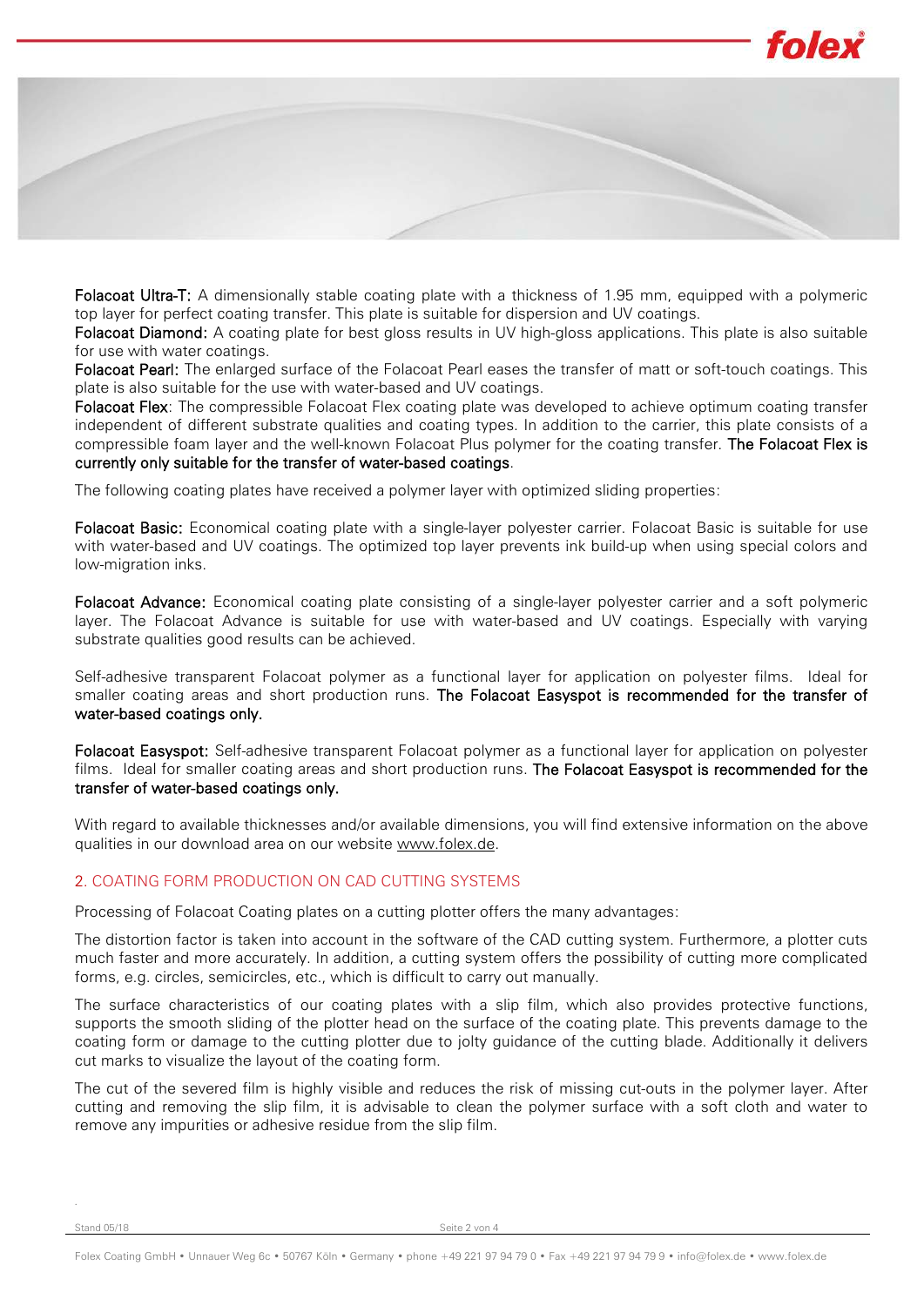**Folacoat Ultra-T:** A dimensionally stable coating plate with a thickness of 1.95 mm, equipped with a polymeric top layer for perfect coating transfer. This plate is suitable for dispersion and UV coatings.
**Folacoat Diamond:** A coating plate for best gloss results in UV high-gloss applications. This plate is also suitable for use with water coatings.
**Folacoat Pearl:** The enlarged surface of the Folacoat Pearl eases the transfer of matt or soft-touch coatings. This plate is also suitable for the use with water-based and UV coatings.
**Folacoat Flex**: The compressible Folacoat Flex coating plate was developed to achieve optimum coating transfer independent of different substrate qualities and coating types. In addition to the carrier, this plate consists of a compressible foam layer and the well-known Folacoat Plus polymer for the coating transfer. **The Folacoat Flex is currently only suitable for the transfer of water-based coatings**.

The following coating plates have received a polymer layer with optimized sliding properties:

**Folacoat Basic:** Economical coating plate with a single-layer polyester carrier. Folacoat Basic is suitable for use with water-based and UV coatings. The optimized top layer prevents ink build-up when using special colors and low-migration inks.

**Folacoat Advance:** Economical coating plate consisting of a single-layer polyester carrier and a soft polymeric layer. The Folacoat Advance is suitable for use with water-based and UV coatings. Especially with varying substrate qualities good results can be achieved.

Self-adhesive transparent Folacoat polymer as a functional layer for application on polyester films. Ideal for smaller coating areas and short production runs. **The Folacoat Easyspot is recommended for the transfer of water-based coatings only.**

**Folacoat Easyspot:** Self-adhesive transparent Folacoat polymer as a functional layer for application on polyester films. Ideal for smaller coating areas and short production runs. **The Folacoat Easyspot is recommended for the transfer of water-based coatings only.**

With regard to available thicknesses and/or available dimensions, you will find extensive information on the above qualities in our download area on our website www.folex.de.

## 2. COATING FORM PRODUCTION ON CAD CUTTING SYSTEMS

Processing of Folacoat Coating plates on a cutting plotter offers the many advantages:

The distortion factor is taken into account in the software of the CAD cutting system. Furthermore, a plotter cuts much faster and more accurately. In addition, a cutting system offers the possibility of cutting more complicated forms, e.g. circles, semicircles, etc., which is difficult to carry out manually.

The surface characteristics of our coating plates with a slip film, which also provides protective functions, supports the smooth sliding of the plotter head on the surface of the coating plate. This prevents damage to the coating form or damage to the cutting plotter due to jolty guidance of the cutting blade. Additionally it delivers cut marks to visualize the layout of the coating form.

The cut of the severed film is highly visible and reduces the risk of missing cut-outs in the polymer layer. After cutting and removing the slip film, it is advisable to clean the polymer surface with a soft cloth and water to remove any impurities or adhesive residue from the slip film.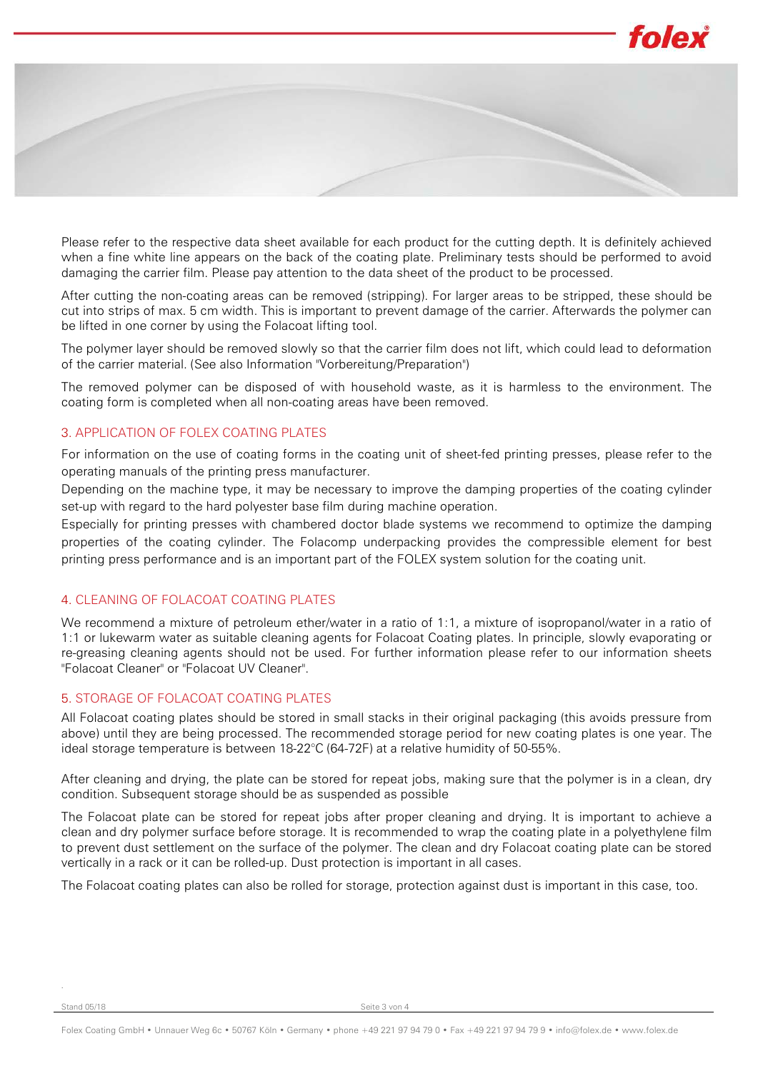Please refer to the respective data sheet available for each product for the cutting depth. It is definitely achieved when a fine white line appears on the back of the coating plate. Preliminary tests should be performed to avoid damaging the carrier film. Please pay attention to the data sheet of the product to be processed.

After cutting the non-coating areas can be removed (stripping). For larger areas to be stripped, these should be cut into strips of max. 5 cm width. This is important to prevent damage of the carrier. Afterwards the polymer can be lifted in one corner by using the Folacoat lifting tool.

The polymer layer should be removed slowly so that the carrier film does not lift, which could lead to deformation of the carrier material. (See also Information "Vorbereitung/Preparation")

The removed polymer can be disposed of with household waste, as it is harmless to the environment. The coating form is completed when all non-coating areas have been removed.

## 3. APPLICATION OF FOLEX COATING PLATES

For information on the use of coating forms in the coating unit of sheet-fed printing presses, please refer to the operating manuals of the printing press manufacturer.
Depending on the machine type, it may be necessary to improve the damping properties of the coating cylinder set-up with regard to the hard polyester base film during machine operation.
Especially for printing presses with chambered doctor blade systems we recommend to optimize the damping properties of the coating cylinder. The Folacomp underpacking provides the compressible element for best printing press performance and is an important part of the FOLEX system solution for the coating unit.

## 4. CLEANING OF FOLACOAT COATING PLATES

We recommend a mixture of petroleum ether/water in a ratio of 1:1, a mixture of isopropanol/water in a ratio of 1:1 or lukewarm water as suitable cleaning agents for Folacoat Coating plates. In principle, slowly evaporating or re-greasing cleaning agents should not be used. For further information please refer to our information sheets "Folacoat Cleaner" or "Folacoat UV Cleaner".

## 5. STORAGE OF FOLACOAT COATING PLATES

All Folacoat coating plates should be stored in small stacks in their original packaging (this avoids pressure from above) until they are being processed. The recommended storage period for new coating plates is one year. The ideal storage temperature is between 18-22°C (64-72F) at a relative humidity of 50-55%.

After cleaning and drying, the plate can be stored for repeat jobs, making sure that the polymer is in a clean, dry condition. Subsequent storage should be as suspended as possible

The Folacoat plate can be stored for repeat jobs after proper cleaning and drying. It is important to achieve a clean and dry polymer surface before storage. It is recommended to wrap the coating plate in a polyethylene film to prevent dust settlement on the surface of the polymer. The clean and dry Folacoat coating plate can be stored vertically in a rack or it can be rolled-up. Dust protection is important in all cases.

The Folacoat coating plates can also be rolled for storage, protection against dust is important in this case, too.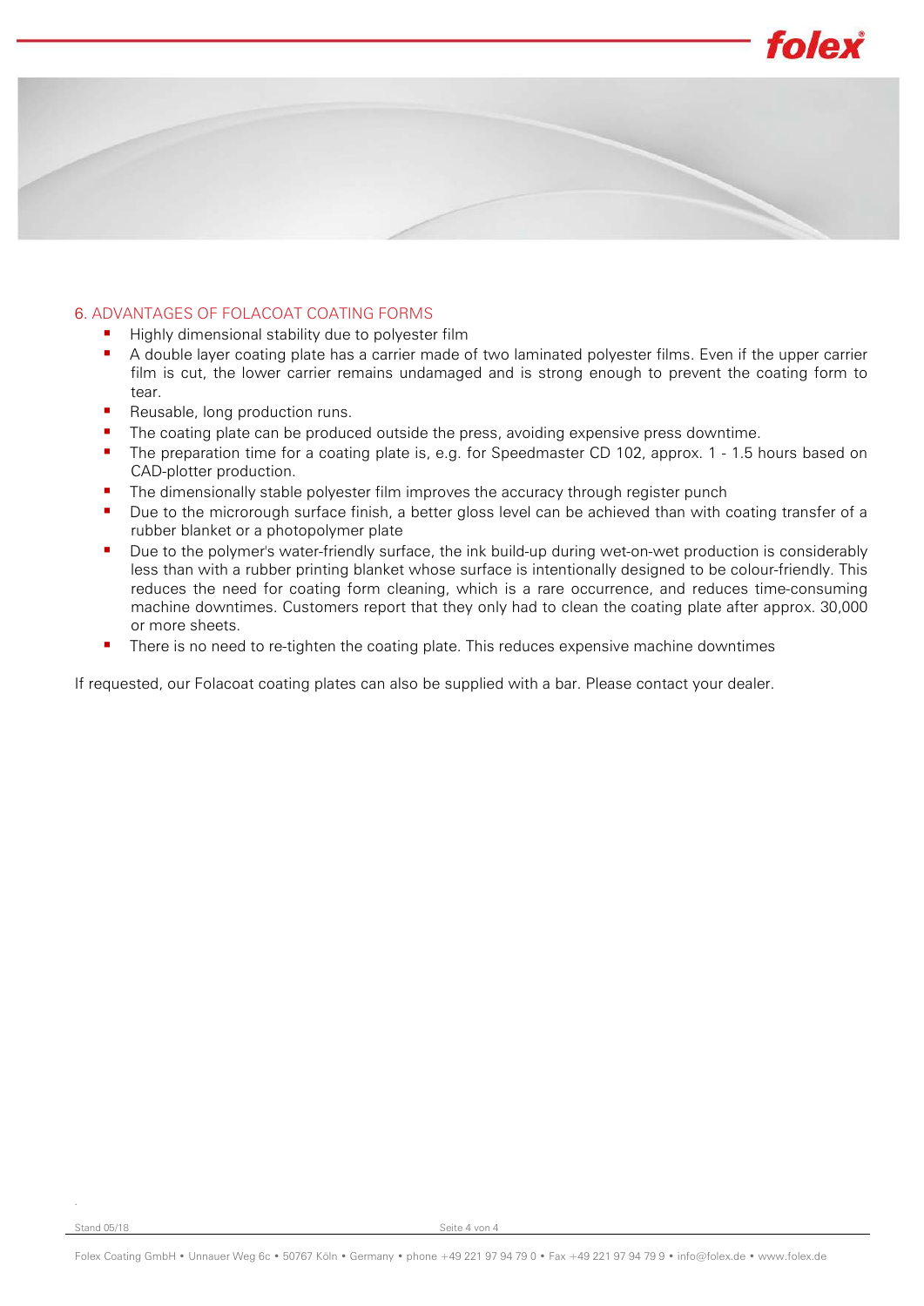## 6. ADVANTAGES OF FOLACOAT COATING FORMS

- Highly dimensional stability due to polyester film
- A double layer coating plate has a carrier made of two laminated polyester films. Even if the upper carrier film is cut, the lower carrier remains undamaged and is strong enough to prevent the coating form to tear.
- Reusable, long production runs.
- The coating plate can be produced outside the press, avoiding expensive press downtime.
- The preparation time for a coating plate is, e.g. for Speedmaster CD 102, approx. 1 - 1.5 hours based on CAD-plotter production.
- The dimensionally stable polyester film improves the accuracy through register punch
- Due to the microrough surface finish, a better gloss level can be achieved than with coating transfer of a rubber blanket or a photopolymer plate
- Due to the polymer's water-friendly surface, the ink build-up during wet-on-wet production is considerably less than with a rubber printing blanket whose surface is intentionally designed to be colour-friendly. This reduces the need for coating form cleaning, which is a rare occurrence, and reduces time-consuming machine downtimes. Customers report that they only had to clean the coating plate after approx. 30,000 or more sheets.
- There is no need to re-tighten the coating plate. This reduces expensive machine downtimes

If requested, our Folacoat coating plates can also be supplied with a bar. Please contact your dealer.